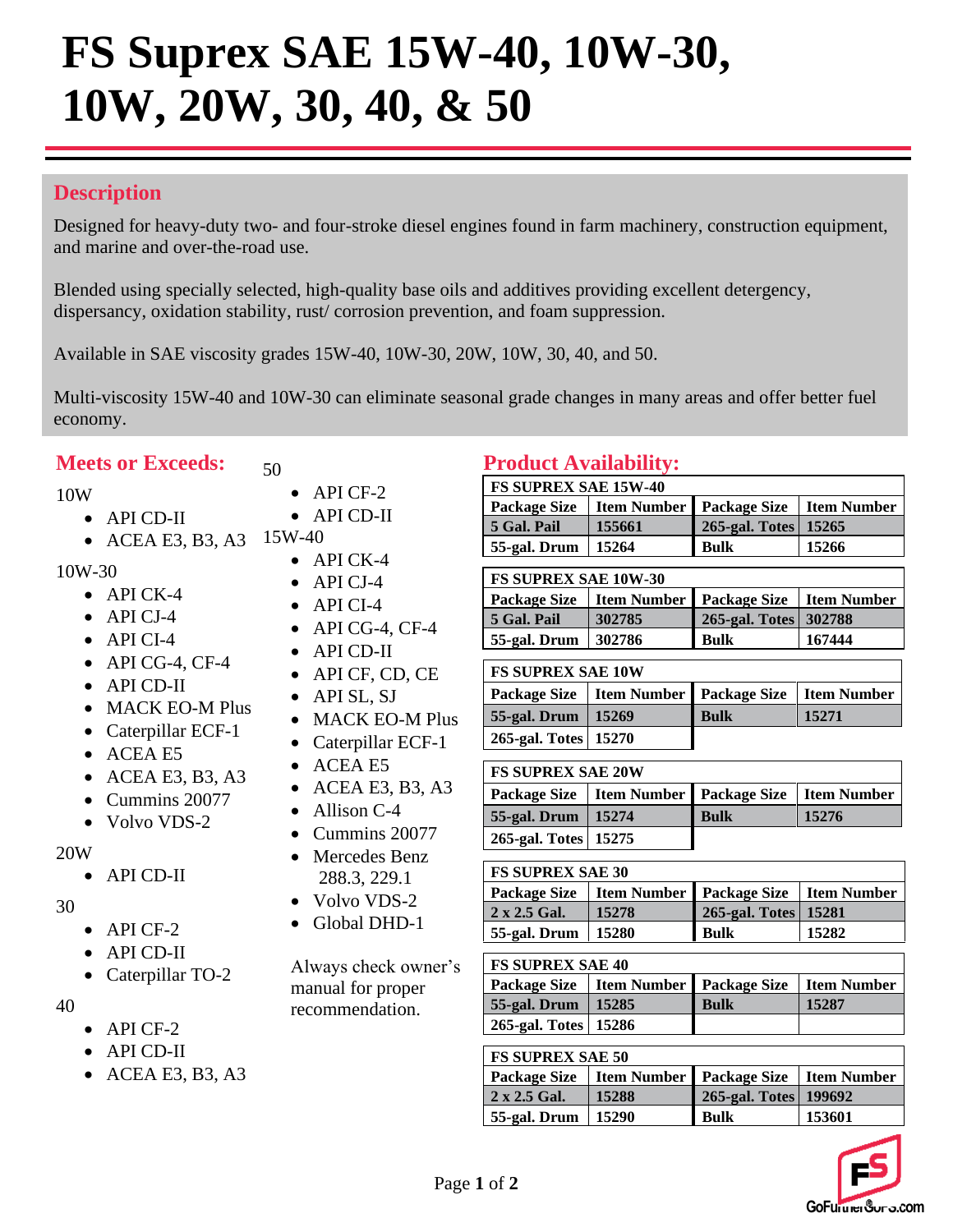# FS Suprex SAE 15W-40, 10W-30, 10W, 20W, 30, 40, & 50

## Description

Designed for heavy-duty two- and four-stroke diesel engines found in farm machinery, construction equipment, and marine and over-the-road use.

Blended using specially selected, high-quality base oils and additives providing excellent detergency, dispersancy, oxidation stability, rust/ corrosion prevention, and foam suppression.

Available in SAE viscosity grades 15W-40, 10W-30, 20W, 10W, 30, 40, and 50.

Multi-viscosity 15W-40 and 10W-30 can eliminate seasonal grade changes in many areas and offer better fuel economy.

## Meets or Exceeds:

10W

- API CD-II
- ACEA E3, B3, A3

10W-30

- API CK-4
- API CJ-4
- API CI-4
- API CG-4, CF-4
- API CD-II
- MACK EO-M Plus
- Caterpillar ECF-1
- ACEA E5
- ACEA E3, B3, A3
- Cummins 20077
- Volvo VDS-2

20W

- API CD-II

30

- API CF-2
- API CD-II
- Caterpillar TO-2

40

- API CF-2
- API CD-II
- ACEA E3, B3, A3

50

- API CF-2
- API CD-II

15W-40

- API CK-4
- API CJ-4
- API CI-4
- API CG-4, CF-4
- API CD-II
- API CF, CD, CE
- API SL, SJ
- MACK EO-M Plus
- Caterpillar ECF-1
- ACEA E5
- ACEA E3, B3, A3
- Allison C-4
- Cummins 20077
- Mercedes Benz 288.3, 229.1
- Volvo VDS-2
- Global DHD-1

Always check owner's manual for proper recommendation.

## Product Availability:

| FS SUPREX SAE 15W-40 | | | |
|---|---|---|---|
| **Package Size** | **Item Number** | **Package Size** | **Item Number** |
| 5 Gal. Pail | 155661 | 265-gal. Totes | 15265 |
| 55-gal. Drum | 15264 | Bulk | 15266 |

| FS SUPREX SAE 10W-30 | | | |
|---|---|---|---|
| **Package Size** | **Item Number** | **Package Size** | **Item Number** |
| 5 Gal. Pail | 302785 | 265-gal. Totes | 302788 |
| 55-gal. Drum | 302786 | Bulk | 167444 |

| FS SUPREX SAE 10W | | | |
|---|---|---|---|
| **Package Size** | **Item Number** | **Package Size** | **Item Number** |
| 55-gal. Drum | 15269 | Bulk | 15271 |
| 265-gal. Totes | 15270 | | |

| FS SUPREX SAE 20W | | | |
|---|---|---|---|
| **Package Size** | **Item Number** | **Package Size** | **Item Number** |
| 55-gal. Drum | 15274 | Bulk | 15276 |
| 265-gal. Totes | 15275 | | |

| FS SUPREX SAE 30 | | | |
|---|---|---|---|
| **Package Size** | **Item Number** | **Package Size** | **Item Number** |
| 2 x 2.5 Gal. | 15278 | 265-gal. Totes | 15281 |
| 55-gal. Drum | 15280 | Bulk | 15282 |

| FS SUPREX SAE 40 | | | |
|---|---|---|---|
| **Package Size** | **Item Number** | **Package Size** | **Item Number** |
| 55-gal. Drum | 15285 | Bulk | 15287 |
| 265-gal. Totes | 15286 | | |

| FS SUPREX SAE 50 | | | |
|---|---|---|---|
| **Package Size** | **Item Number** | **Package Size** | **Item Number** |
| 2 x 2.5 Gal. | 15288 | 265-gal. Totes | 199692 |
| 55-gal. Drum | 15290 | Bulk | 153601 |

GoFurtherFS.com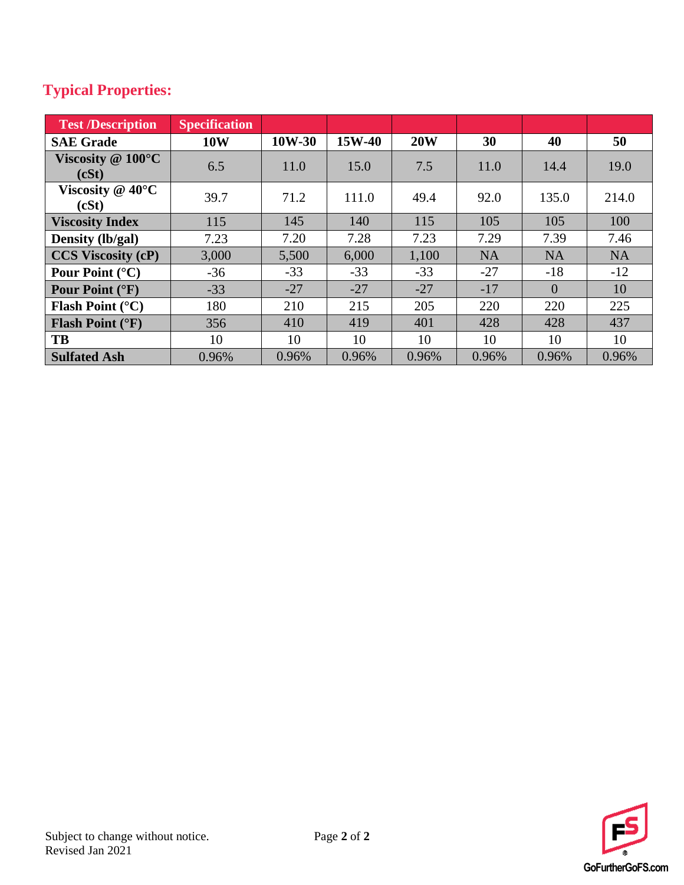## Typical Properties:

| Test /Description | Specification | | | | | | |
|---|---|---|---|---|---|---|---|
| **SAE Grade** | **10W** | **10W-30** | **15W-40** | **20W** | **30** | **40** | **50** |
| **Viscosity @ 100°C (cSt)** | 6.5 | 11.0 | 15.0 | 7.5 | 11.0 | 14.4 | 19.0 |
| **Viscosity @ 40°C (cSt)** | 39.7 | 71.2 | 111.0 | 49.4 | 92.0 | 135.0 | 214.0 |
| **Viscosity Index** | 115 | 145 | 140 | 115 | 105 | 105 | 100 |
| **Density (lb/gal)** | 7.23 | 7.20 | 7.28 | 7.23 | 7.29 | 7.39 | 7.46 |
| **CCS Viscosity (cP)** | 3,000 | 5,500 | 6,000 | 1,100 | NA | NA | NA |
| **Pour Point (°C)** | -36 | -33 | -33 | -33 | -27 | -18 | -12 |
| **Pour Point (°F)** | -33 | -27 | -27 | -27 | -17 | 0 | 10 |
| **Flash Point (°C)** | 180 | 210 | 215 | 205 | 220 | 220 | 225 |
| **Flash Point (°F)** | 356 | 410 | 419 | 401 | 428 | 428 | 437 |
| **TB** | 10 | 10 | 10 | 10 | 10 | 10 | 10 |
| **Sulfated Ash** | 0.96% | 0.96% | 0.96% | 0.96% | 0.96% | 0.96% | 0.96% |

Subject to change without notice.
Revised Jan 2021

GoFurtherGoFS.com